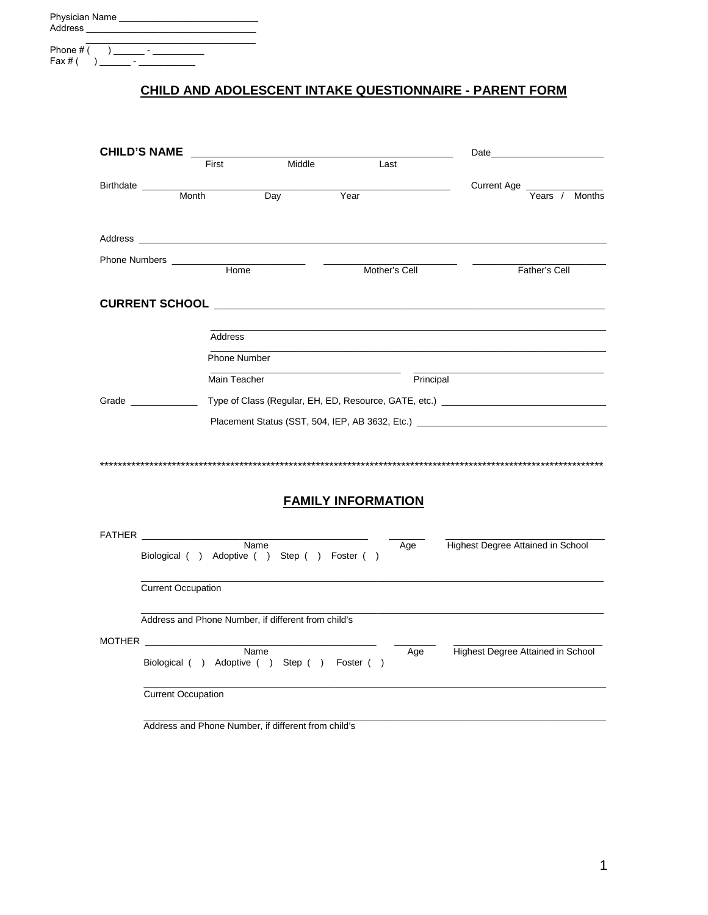Physician Name ___________________________
Address _________________________________
_________________________________
Phone # (      ) ______ - __________
Fax # (      ) ______ - ___________

## CHILD AND ADOLESCENT INTAKE QUESTIONNAIRE - PARENT FORM

**CHILD'S NAME** _____________________________________________ Date______________________
First    Middle    Last

Birthdate ____________________________________________________ Current Age _______________
Month    Day    Year    Years / Months

Address ______________________________________________________________________________

Phone Numbers _________________________ _________________________ _________________________
Home    Mother's Cell    Father's Cell

**CURRENT SCHOOL** _______________________________________________________________

_______________________________________________________________
Address

_______________________________________________________________
Phone Number

___________________________________ ___________________________________
Main Teacher    Principal

Grade _____________ Type of Class (Regular, EH, ED, Resource, GATE, etc.) _______________________________

Placement Status (SST, 504, IEP, AB 3632, Etc.) ___________________________________

******************************************************************************************************************

## FAMILY INFORMATION

FATHER __________________________________________ _______ ______________________________
Name    Age    Highest Degree Attained in School

Biological ( ) Adoptive ( ) Step ( ) Foster ( )

_______________________________________________________________________________
Current Occupation

_______________________________________________________________________________
Address and Phone Number, if different from child's

MOTHER __________________________________________ _______ ______________________________
Name    Age    Highest Degree Attained in School

Biological ( ) Adoptive ( ) Step ( ) Foster ( )

_______________________________________________________________________________
Current Occupation

_______________________________________________________________________________
Address and Phone Number, if different from child's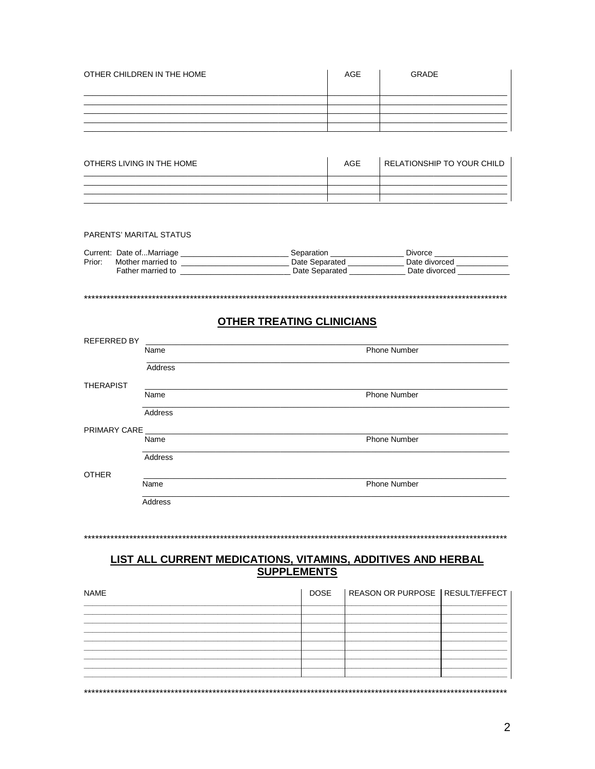| OTHER CHILDREN IN THE HOME | AGE | GRADE |
|---|---|---|
| | | |
| | | |
| | | |
| | | |

| OTHERS LIVING IN THE HOME | AGE | RELATIONSHIP TO YOUR CHILD |
|---|---|---|
| | | |
| | | |
| | | |

PARENTS' MARITAL STATUS

Current: Date of...Marriage ________________________ Separation ________________ Divorce _________________

Prior: Mother married to ________________________ Date Separated ____________ Date divorced ____________

Father married to ________________________ Date Separated ____________ Date divorced ____________

******************************************************************************************************************

## OTHER TREATING CLINICIANS

REFERRED BY ______________________________________________________________________________

Name Phone Number

______________________________________________________________________________

Address

THERAPIST ______________________________________________________________________________

Name Phone Number

______________________________________________________________________________

Address

PRIMARY CARE ______________________________________________________________________________

Name Phone Number

______________________________________________________________________________

Address

OTHER ______________________________________________________________________________

Name Phone Number

______________________________________________________________________________

Address

******************************************************************************************************************

## LIST ALL CURRENT MEDICATIONS, VITAMINS, ADDITIVES AND HERBAL SUPPLEMENTS

| NAME | DOSE | REASON OR PURPOSE | RESULT/EFFECT |
|---|---|---|---|
| | | | |
| | | | |
| | | | |
| | | | |
| | | | |
| | | | |
| | | | |
| | | | |

******************************************************************************************************************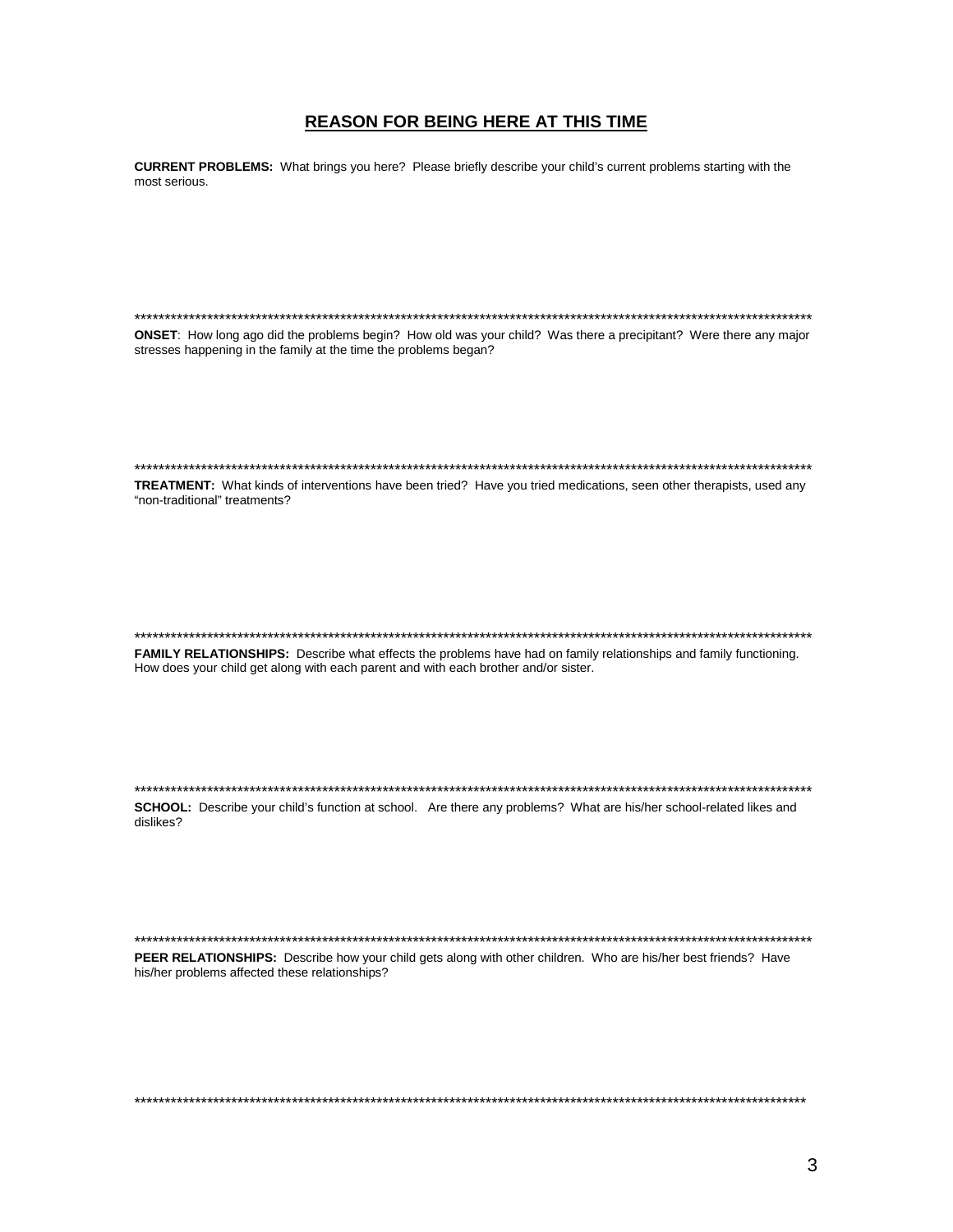## REASON FOR BEING HERE AT THIS TIME

**CURRENT PROBLEMS:** What brings you here? Please briefly describe your child's current problems starting with the most serious.

\*\*\*\*\*\*\*\*\*\*\*\*\*\*\*\*\*\*\*\*\*\*\*\*\*\*\*\*\*\*\*\*\*\*\*\*\*\*\*\*\*\*\*\*\*\*\*\*\*\*\*\*\*\*\*\*\*\*\*\*\*\*\*\*\*\*\*\*\*\*\*\*\*\*\*\*\*\*\*\*\*\*\*\*\*\*\*\*\*\*\*\*\*\*\*\*\*\*\*\*\*\*\*\*\*\*\*\*\*\*\*\*\*\*\*

**ONSET**: How long ago did the problems begin? How old was your child? Was there a precipitant? Were there any major stresses happening in the family at the time the problems began?

\*\*\*\*\*\*\*\*\*\*\*\*\*\*\*\*\*\*\*\*\*\*\*\*\*\*\*\*\*\*\*\*\*\*\*\*\*\*\*\*\*\*\*\*\*\*\*\*\*\*\*\*\*\*\*\*\*\*\*\*\*\*\*\*\*\*\*\*\*\*\*\*\*\*\*\*\*\*\*\*\*\*\*\*\*\*\*\*\*\*\*\*\*\*\*\*\*\*\*\*\*\*\*\*\*\*\*\*\*\*\*\*\*\*\*

**TREATMENT:** What kinds of interventions have been tried? Have you tried medications, seen other therapists, used any "non-traditional" treatments?

\*\*\*\*\*\*\*\*\*\*\*\*\*\*\*\*\*\*\*\*\*\*\*\*\*\*\*\*\*\*\*\*\*\*\*\*\*\*\*\*\*\*\*\*\*\*\*\*\*\*\*\*\*\*\*\*\*\*\*\*\*\*\*\*\*\*\*\*\*\*\*\*\*\*\*\*\*\*\*\*\*\*\*\*\*\*\*\*\*\*\*\*\*\*\*\*\*\*\*\*\*\*\*\*\*\*\*\*\*\*\*\*\*\*\*

**FAMILY RELATIONSHIPS:** Describe what effects the problems have had on family relationships and family functioning. How does your child get along with each parent and with each brother and/or sister.

\*\*\*\*\*\*\*\*\*\*\*\*\*\*\*\*\*\*\*\*\*\*\*\*\*\*\*\*\*\*\*\*\*\*\*\*\*\*\*\*\*\*\*\*\*\*\*\*\*\*\*\*\*\*\*\*\*\*\*\*\*\*\*\*\*\*\*\*\*\*\*\*\*\*\*\*\*\*\*\*\*\*\*\*\*\*\*\*\*\*\*\*\*\*\*\*\*\*\*\*\*\*\*\*\*\*\*\*\*\*\*\*\*\*\*

**SCHOOL:** Describe your child's function at school. Are there any problems? What are his/her school-related likes and dislikes?

\*\*\*\*\*\*\*\*\*\*\*\*\*\*\*\*\*\*\*\*\*\*\*\*\*\*\*\*\*\*\*\*\*\*\*\*\*\*\*\*\*\*\*\*\*\*\*\*\*\*\*\*\*\*\*\*\*\*\*\*\*\*\*\*\*\*\*\*\*\*\*\*\*\*\*\*\*\*\*\*\*\*\*\*\*\*\*\*\*\*\*\*\*\*\*\*\*\*\*\*\*\*\*\*\*\*\*\*\*\*\*\*\*\*\*

**PEER RELATIONSHIPS:** Describe how your child gets along with other children. Who are his/her best friends? Have his/her problems affected these relationships?

\*\*\*\*\*\*\*\*\*\*\*\*\*\*\*\*\*\*\*\*\*\*\*\*\*\*\*\*\*\*\*\*\*\*\*\*\*\*\*\*\*\*\*\*\*\*\*\*\*\*\*\*\*\*\*\*\*\*\*\*\*\*\*\*\*\*\*\*\*\*\*\*\*\*\*\*\*\*\*\*\*\*\*\*\*\*\*\*\*\*\*\*\*\*\*\*\*\*\*\*\*\*\*\*\*\*\*\*\*\*\*\*\*\*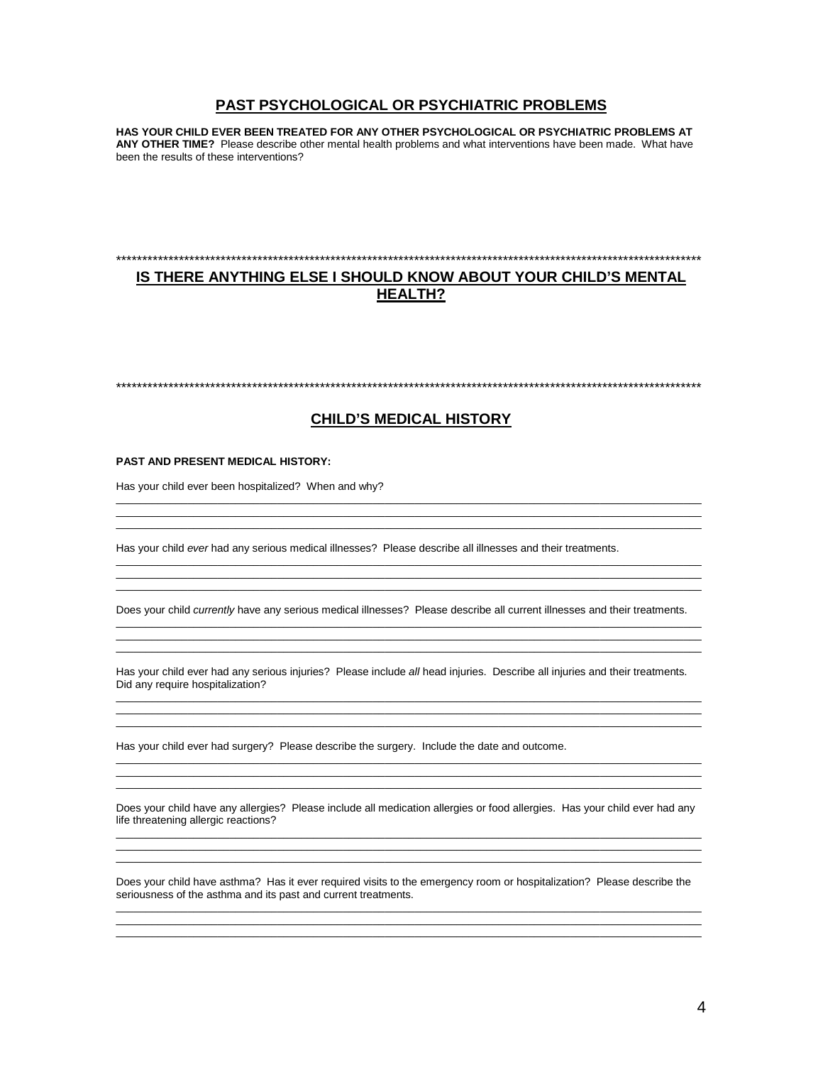## PAST PSYCHOLOGICAL OR PSYCHIATRIC PROBLEMS

**HAS YOUR CHILD EVER BEEN TREATED FOR ANY OTHER PSYCHOLOGICAL OR PSYCHIATRIC PROBLEMS AT ANY OTHER TIME?** Please describe other mental health problems and what interventions have been made. What have been the results of these interventions?

****************************************************************************************************************

## IS THERE ANYTHING ELSE I SHOULD KNOW ABOUT YOUR CHILD'S MENTAL HEALTH?

****************************************************************************************************************

## CHILD'S MEDICAL HISTORY

**PAST AND PRESENT MEDICAL HISTORY:**

Has your child ever been hospitalized? When and why?

______________________________________________________________________________________________

______________________________________________________________________________________________

______________________________________________________________________________________________

Has your child *ever* had any serious medical illnesses? Please describe all illnesses and their treatments.

______________________________________________________________________________________________

______________________________________________________________________________________________

______________________________________________________________________________________________

Does your child *currently* have any serious medical illnesses? Please describe all current illnesses and their treatments.

______________________________________________________________________________________________

______________________________________________________________________________________________

______________________________________________________________________________________________

Has your child ever had any serious injuries? Please include *all* head injuries. Describe all injuries and their treatments. Did any require hospitalization?

______________________________________________________________________________________________

______________________________________________________________________________________________

______________________________________________________________________________________________

Has your child ever had surgery? Please describe the surgery. Include the date and outcome.

______________________________________________________________________________________________

______________________________________________________________________________________________

______________________________________________________________________________________________

Does your child have any allergies? Please include all medication allergies or food allergies. Has your child ever had any life threatening allergic reactions?

______________________________________________________________________________________________

______________________________________________________________________________________________

______________________________________________________________________________________________

Does your child have asthma? Has it ever required visits to the emergency room or hospitalization? Please describe the seriousness of the asthma and its past and current treatments.

______________________________________________________________________________________________

______________________________________________________________________________________________

______________________________________________________________________________________________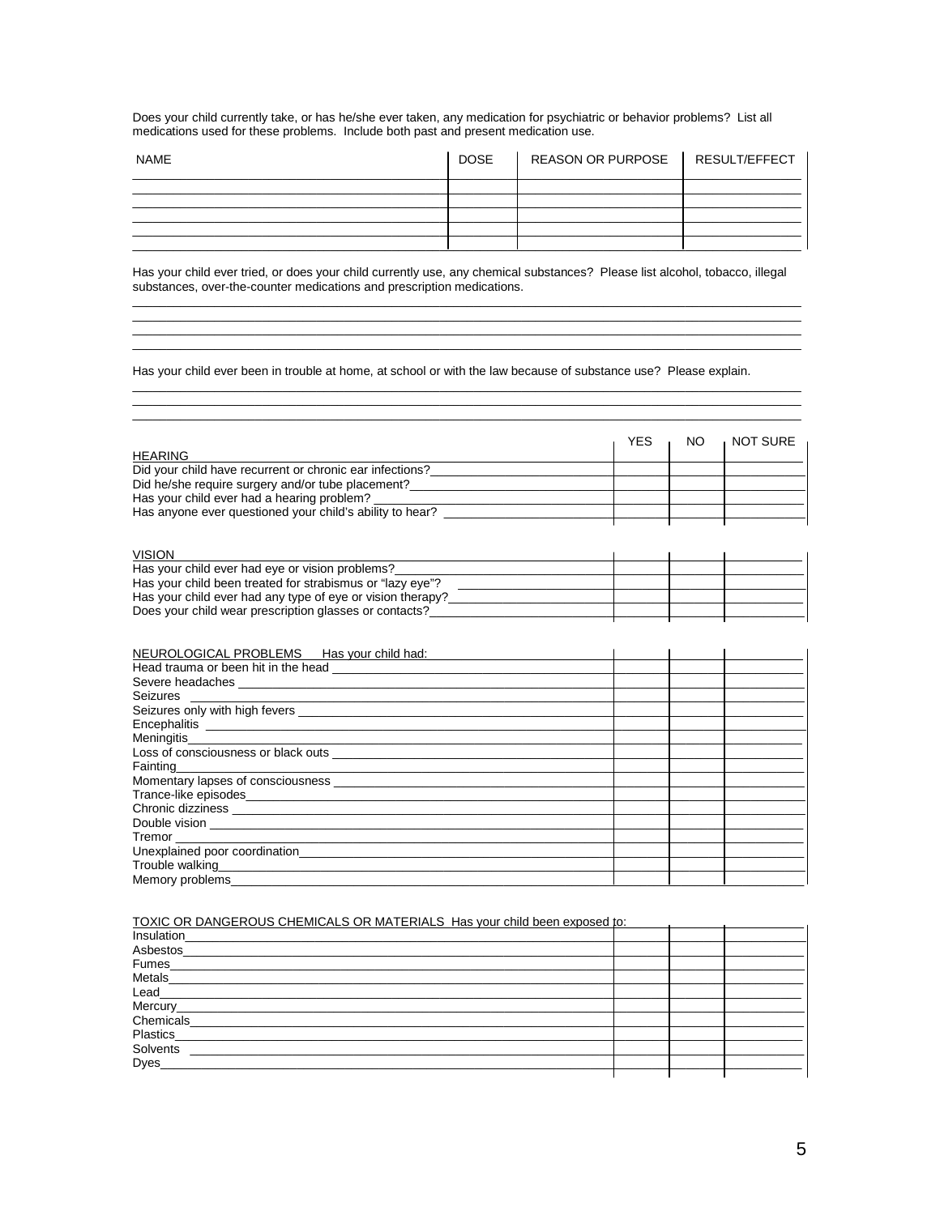Does your child currently take, or has he/she ever taken, any medication for psychiatric or behavior problems? List all medications used for these problems. Include both past and present medication use.

| NAME | DOSE | REASON OR PURPOSE | RESULT/EFFECT |
|---|---|---|---|
| | | | |
| | | | |
| | | | |
| | | | |
| | | | |

Has your child ever tried, or does your child currently use, any chemical substances? Please list alcohol, tobacco, illegal substances, over-the-counter medications and prescription medications.

\_\_\_\_\_\_\_\_\_\_\_\_\_\_\_\_\_\_\_\_\_\_\_\_\_\_\_\_\_\_\_\_\_\_\_\_\_\_\_\_\_\_\_\_\_\_\_\_\_\_\_\_\_\_\_\_\_\_\_\_\_\_\_\_\_\_\_\_\_\_\_\_\_\_\_\_\_\_

\_\_\_\_\_\_\_\_\_\_\_\_\_\_\_\_\_\_\_\_\_\_\_\_\_\_\_\_\_\_\_\_\_\_\_\_\_\_\_\_\_\_\_\_\_\_\_\_\_\_\_\_\_\_\_\_\_\_\_\_\_\_\_\_\_\_\_\_\_\_\_\_\_\_\_\_\_\_

\_\_\_\_\_\_\_\_\_\_\_\_\_\_\_\_\_\_\_\_\_\_\_\_\_\_\_\_\_\_\_\_\_\_\_\_\_\_\_\_\_\_\_\_\_\_\_\_\_\_\_\_\_\_\_\_\_\_\_\_\_\_\_\_\_\_\_\_\_\_\_\_\_\_\_\_\_\_

\_\_\_\_\_\_\_\_\_\_\_\_\_\_\_\_\_\_\_\_\_\_\_\_\_\_\_\_\_\_\_\_\_\_\_\_\_\_\_\_\_\_\_\_\_\_\_\_\_\_\_\_\_\_\_\_\_\_\_\_\_\_\_\_\_\_\_\_\_\_\_\_\_\_\_\_\_\_

Has your child ever been in trouble at home, at school or with the law because of substance use? Please explain.

\_\_\_\_\_\_\_\_\_\_\_\_\_\_\_\_\_\_\_\_\_\_\_\_\_\_\_\_\_\_\_\_\_\_\_\_\_\_\_\_\_\_\_\_\_\_\_\_\_\_\_\_\_\_\_\_\_\_\_\_\_\_\_\_\_\_\_\_\_\_\_\_\_\_\_\_\_\_

\_\_\_\_\_\_\_\_\_\_\_\_\_\_\_\_\_\_\_\_\_\_\_\_\_\_\_\_\_\_\_\_\_\_\_\_\_\_\_\_\_\_\_\_\_\_\_\_\_\_\_\_\_\_\_\_\_\_\_\_\_\_\_\_\_\_\_\_\_\_\_\_\_\_\_\_\_\_

\_\_\_\_\_\_\_\_\_\_\_\_\_\_\_\_\_\_\_\_\_\_\_\_\_\_\_\_\_\_\_\_\_\_\_\_\_\_\_\_\_\_\_\_\_\_\_\_\_\_\_\_\_\_\_\_\_\_\_\_\_\_\_\_\_\_\_\_\_\_\_\_\_\_\_\_\_\_

| | YES | NO | NOT SURE |
|---|---|---|---|
| **HEARING** | | | |
| Did your child have recurrent or chronic ear infections? | | | |
| Did he/she require surgery and/or tube placement? | | | |
| Has your child ever had a hearing problem? | | | |
| Has anyone ever questioned your child's ability to hear? | | | |
| **VISION** | | | |
| Has your child ever had eye or vision problems? | | | |
| Has your child been treated for strabismus or "lazy eye"? | | | |
| Has your child ever had any type of eye or vision therapy? | | | |
| Does your child wear prescription glasses or contacts? | | | |
| **NEUROLOGICAL PROBLEMS** Has your child had: | | | |
| Head trauma or been hit in the head | | | |
| Severe headaches | | | |
| Seizures | | | |
| Seizures only with high fevers | | | |
| Encephalitis | | | |
| Meningitis | | | |
| Loss of consciousness or black outs | | | |
| Fainting | | | |
| Momentary lapses of consciousness | | | |
| Trance-like episodes | | | |
| Chronic dizziness | | | |
| Double vision | | | |
| Tremor | | | |
| Unexplained poor coordination | | | |
| Trouble walking | | | |
| Memory problems | | | |
| **TOXIC OR DANGEROUS CHEMICALS OR MATERIALS** Has your child been exposed to: | | | |
| Insulation | | | |
| Asbestos | | | |
| Fumes | | | |
| Metals | | | |
| Lead | | | |
| Mercury | | | |
| Chemicals | | | |
| Plastics | | | |
| Solvents | | | |
| Dyes | | | |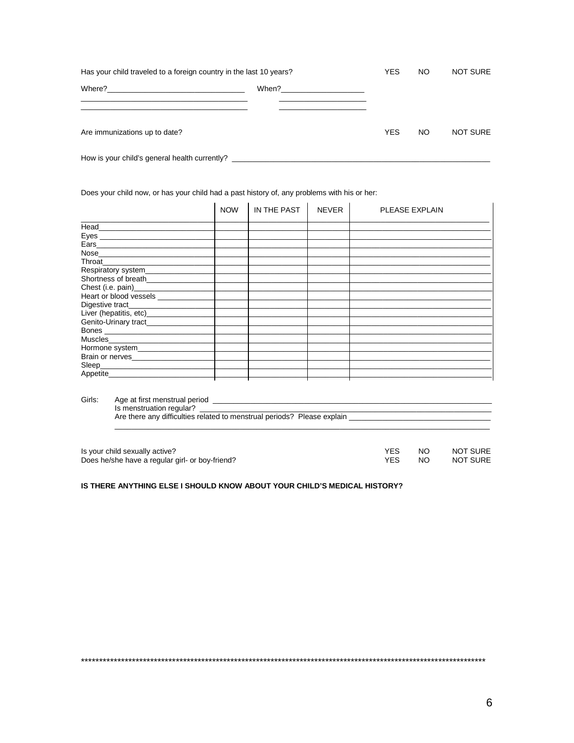Has your child traveled to a foreign country in the last 10 years? YES NO NOT SURE

Where?________________________________ When?____________________

________________________________________ ____________________

________________________________________ ____________________

Are immunizations up to date? YES NO NOT SURE

How is your child's general health currently? ________________________________________________________________

Does your child now, or has your child had a past history of, any problems with his or her:

| | NOW | IN THE PAST | NEVER | PLEASE EXPLAIN |
|---|---|---|---|---|
| Head | | | | |
| Eyes | | | | |
| Ears | | | | |
| Nose | | | | |
| Throat | | | | |
| Respiratory system | | | | |
| Shortness of breath | | | | |
| Chest (i.e. pain) | | | | |
| Heart or blood vessels | | | | |
| Digestive tract | | | | |
| Liver (hepatitis, etc) | | | | |
| Genito-Urinary tract | | | | |
| Bones | | | | |
| Muscles | | | | |
| Hormone system | | | | |
| Brain or nerves | | | | |
| Sleep | | | | |
| Appetite | | | | |

Girls: Age at first menstrual period ________________________________________________________________

Is menstruation regular? ________________________________________________________________

Are there any difficulties related to menstrual periods? Please explain ________________________________

________________________________________________________________________________

Is your child sexually active? YES NO NOT SURE

Does he/she have a regular girl- or boy-friend? YES NO NOT SURE

**IS THERE ANYTHING ELSE I SHOULD KNOW ABOUT YOUR CHILD'S MEDICAL HISTORY?**

*******************************************************************************************************************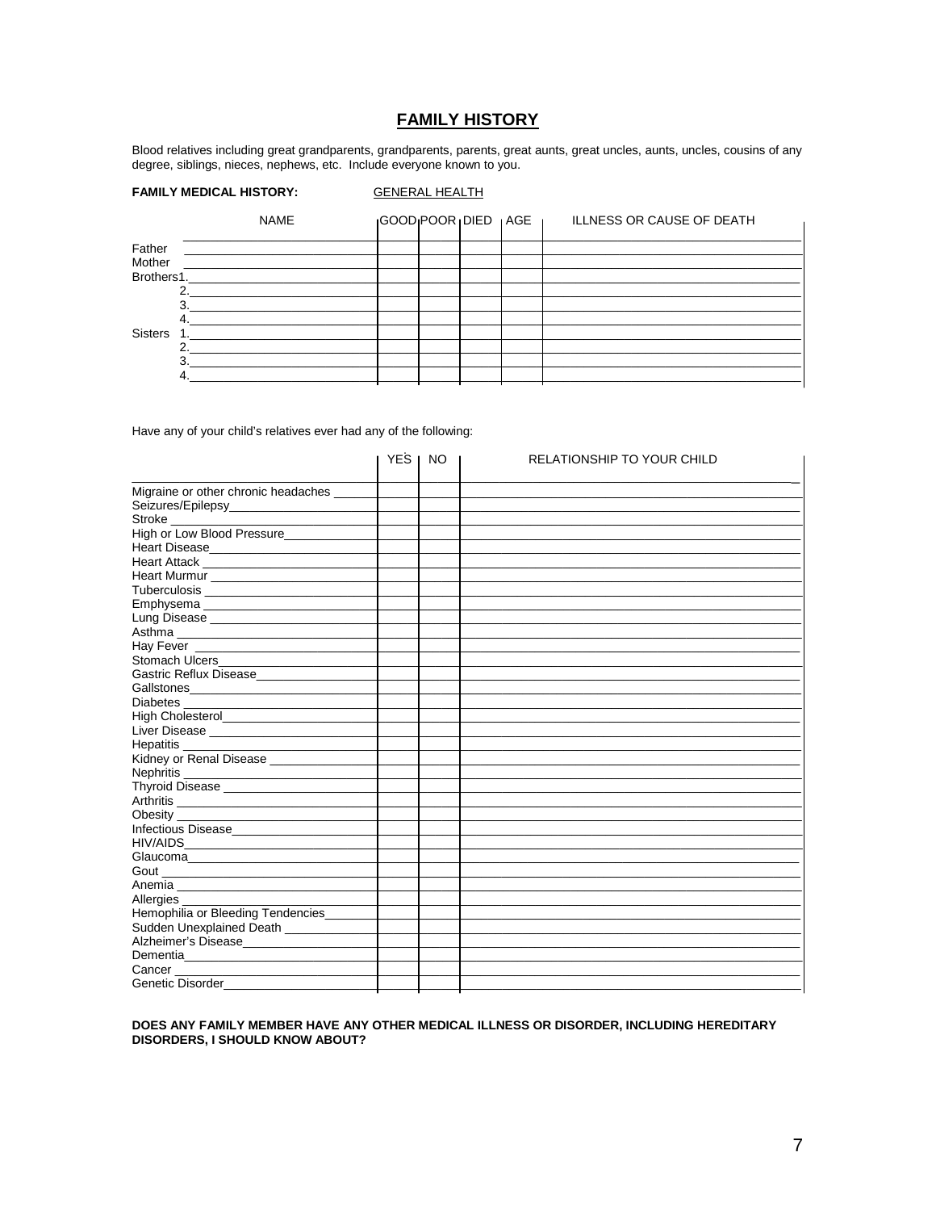## FAMILY HISTORY

Blood relatives including great grandparents, grandparents, parents, great aunts, great uncles, aunts, uncles, cousins of any degree, siblings, nieces, nephews, etc. Include everyone known to you.

**FAMILY MEDICAL HISTORY:** GENERAL HEALTH

| | NAME | GOOD | POOR | DIED | AGE | ILLNESS OR CAUSE OF DEATH |
|---|---|---|---|---|---|---|
| Father | | | | | | |
| Mother | | | | | | |
| Brothers 1. | | | | | | |
| 2. | | | | | | |
| 3. | | | | | | |
| 4. | | | | | | |
| Sisters 1. | | | | | | |
| 2. | | | | | | |
| 3. | | | | | | |
| 4. | | | | | | |

Have any of your child's relatives ever had any of the following:

| | YES | NO | RELATIONSHIP TO YOUR CHILD |
|---|---|---|---|
| Migraine or other chronic headaches | | | |
| Seizures/Epilepsy | | | |
| Stroke | | | |
| High or Low Blood Pressure | | | |
| Heart Disease | | | |
| Heart Attack | | | |
| Heart Murmur | | | |
| Tuberculosis | | | |
| Emphysema | | | |
| Lung Disease | | | |
| Asthma | | | |
| Hay Fever | | | |
| Stomach Ulcers | | | |
| Gastric Reflux Disease | | | |
| Gallstones | | | |
| Diabetes | | | |
| High Cholesterol | | | |
| Liver Disease | | | |
| Hepatitis | | | |
| Kidney or Renal Disease | | | |
| Nephritis | | | |
| Thyroid Disease | | | |
| Arthritis | | | |
| Obesity | | | |
| Infectious Disease | | | |
| HIV/AIDS | | | |
| Glaucoma | | | |
| Gout | | | |
| Anemia | | | |
| Allergies | | | |
| Hemophilia or Bleeding Tendencies | | | |
| Sudden Unexplained Death | | | |
| Alzheimer's Disease | | | |
| Dementia | | | |
| Cancer | | | |
| Genetic Disorder | | | |

**DOES ANY FAMILY MEMBER HAVE ANY OTHER MEDICAL ILLNESS OR DISORDER, INCLUDING HEREDITARY DISORDERS, I SHOULD KNOW ABOUT?**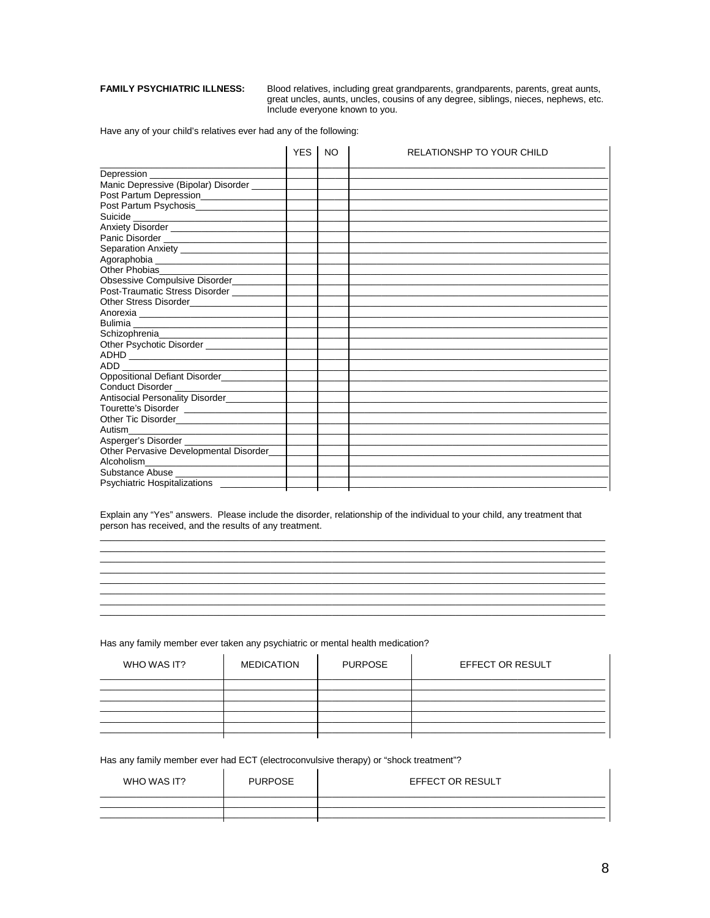**FAMILY PSYCHIATRIC ILLNESS:** Blood relatives, including great grandparents, grandparents, parents, great aunts, great uncles, aunts, uncles, cousins of any degree, siblings, nieces, nephews, etc. Include everyone known to you.

Have any of your child's relatives ever had any of the following:

| | YES | NO | RELATIONSHP TO YOUR CHILD |
|---|---|---|---|
| Depression | | | |
| Manic Depressive (Bipolar) Disorder | | | |
| Post Partum Depression | | | |
| Post Partum Psychosis | | | |
| Suicide | | | |
| Anxiety Disorder | | | |
| Panic Disorder | | | |
| Separation Anxiety | | | |
| Agoraphobia | | | |
| Other Phobias | | | |
| Obsessive Compulsive Disorder | | | |
| Post-Traumatic Stress Disorder | | | |
| Other Stress Disorder | | | |
| Anorexia | | | |
| Bulimia | | | |
| Schizophrenia | | | |
| Other Psychotic Disorder | | | |
| ADHD | | | |
| ADD | | | |
| Oppositional Defiant Disorder | | | |
| Conduct Disorder | | | |
| Antisocial Personality Disorder | | | |
| Tourette's Disorder | | | |
| Other Tic Disorder | | | |
| Autism | | | |
| Asperger's Disorder | | | |
| Other Pervasive Developmental Disorder | | | |
| Alcoholism | | | |
| Substance Abuse | | | |
| Psychiatric Hospitalizations | | | |

Explain any "Yes" answers. Please include the disorder, relationship of the individual to your child, any treatment that person has received, and the results of any treatment.

________________________________________________________________________________
________________________________________________________________________________
________________________________________________________________________________
________________________________________________________________________________
________________________________________________________________________________
________________________________________________________________________________
________________________________________________________________________________
________________________________________________________________________________

Has any family member ever taken any psychiatric or mental health medication?

| WHO WAS IT? | MEDICATION | PURPOSE | EFFECT OR RESULT |
|---|---|---|---|
| | | | |
| | | | |
| | | | |
| | | | |
| | | | |

Has any family member ever had ECT (electroconvulsive therapy) or "shock treatment"?

| WHO WAS IT? | PURPOSE | EFFECT OR RESULT |
|---|---|---|
| | | |
| | | |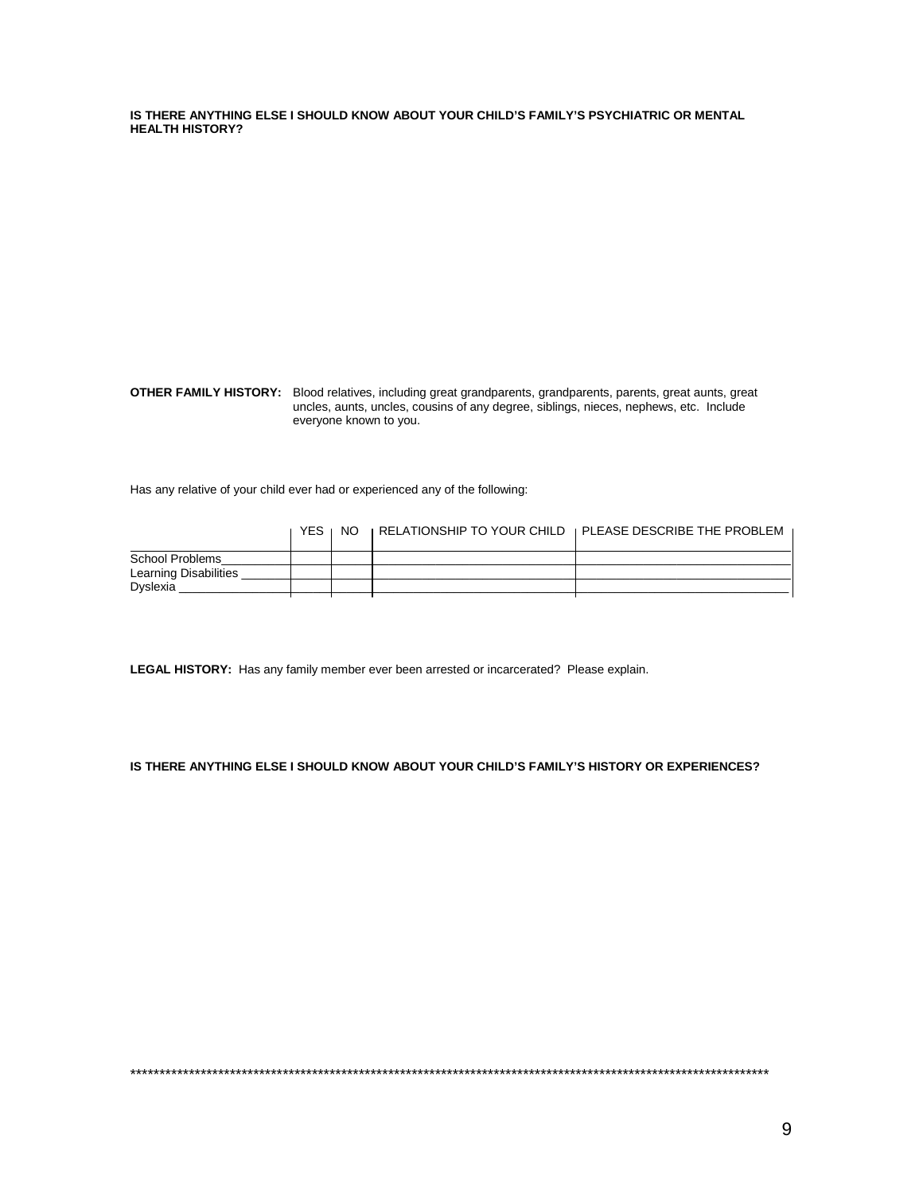**IS THERE ANYTHING ELSE I SHOULD KNOW ABOUT YOUR CHILD'S FAMILY'S PSYCHIATRIC OR MENTAL HEALTH HISTORY?**

**OTHER FAMILY HISTORY:** Blood relatives, including great grandparents, grandparents, parents, great aunts, great uncles, aunts, uncles, cousins of any degree, siblings, nieces, nephews, etc. Include everyone known to you.

Has any relative of your child ever had or experienced any of the following:

| | YES | NO | RELATIONSHIP TO YOUR CHILD | PLEASE DESCRIBE THE PROBLEM |
|---|---|---|---|---|
| School Problems | | | | |
| Learning Disabilities | | | | |
| Dyslexia | | | | |

**LEGAL HISTORY:** Has any family member ever been arrested or incarcerated? Please explain.

**IS THERE ANYTHING ELSE I SHOULD KNOW ABOUT YOUR CHILD'S FAMILY'S HISTORY OR EXPERIENCES?**

*************************************************************************************************************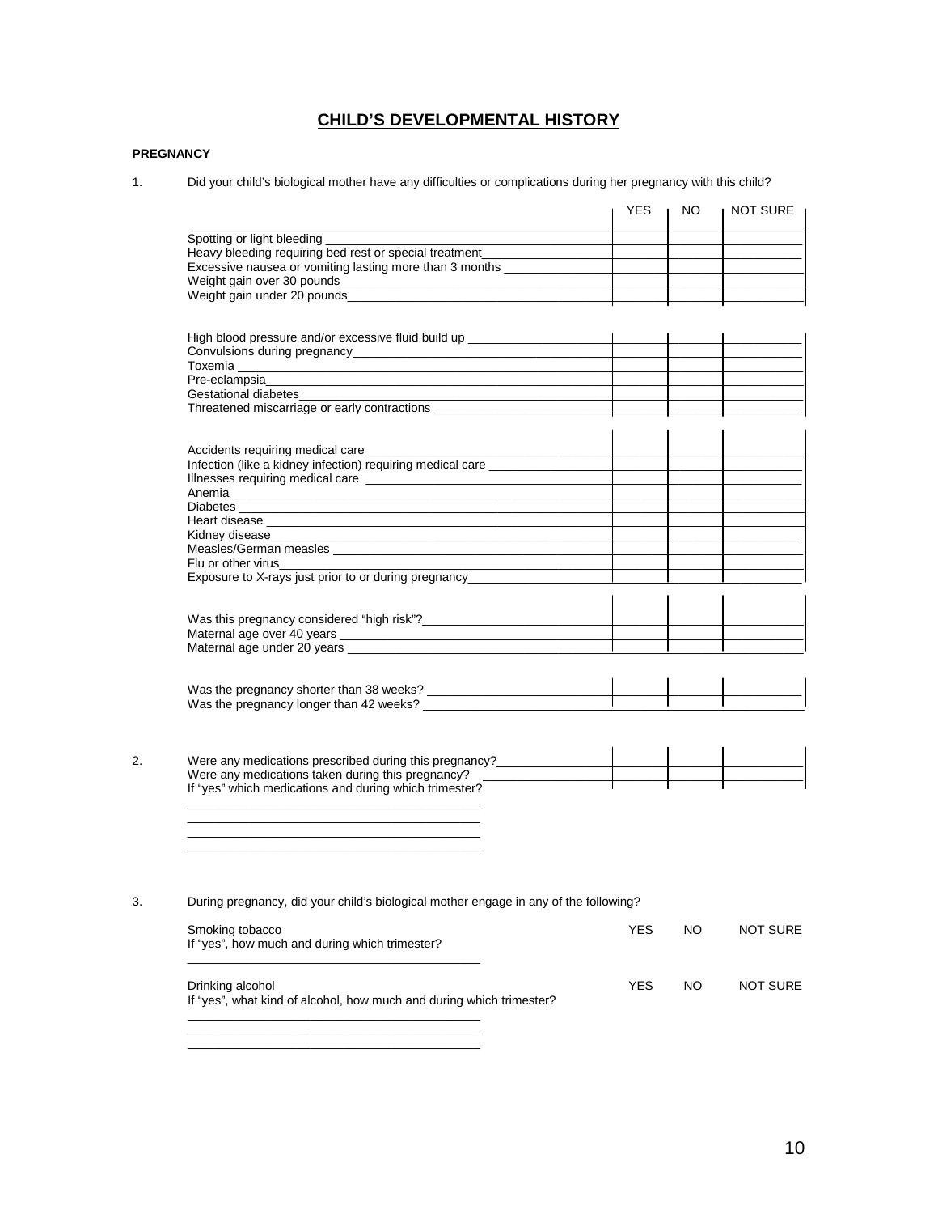# CHILD'S DEVELOPMENTAL HISTORY

**PREGNANCY**

1. Did your child's biological mother have any difficulties or complications during her pregnancy with this child?

| | YES | NO | NOT SURE |
|---|---|---|---|
| Spotting or light bleeding | | | |
| Heavy bleeding requiring bed rest or special treatment | | | |
| Excessive nausea or vomiting lasting more than 3 months | | | |
| Weight gain over 30 pounds | | | |
| Weight gain under 20 pounds | | | |
| | | | |
| High blood pressure and/or excessive fluid build up | | | |
| Convulsions during pregnancy | | | |
| Toxemia | | | |
| Pre-eclampsia | | | |
| Gestational diabetes | | | |
| Threatened miscarriage or early contractions | | | |
| | | | |
| Accidents requiring medical care | | | |
| Infection (like a kidney infection) requiring medical care | | | |
| Illnesses requiring medical care | | | |
| Anemia | | | |
| Diabetes | | | |
| Heart disease | | | |
| Kidney disease | | | |
| Measles/German measles | | | |
| Flu or other virus | | | |
| Exposure to X-rays just prior to or during pregnancy | | | |
| | | | |
| Was this pregnancy considered "high risk"? | | | |
| Maternal age over 40 years | | | |
| Maternal age under 20 years | | | |
| | | | |
| Was the pregnancy shorter than 38 weeks? | | | |
| Was the pregnancy longer than 42 weeks? | | | |

2. Were any medications prescribed during this pregnancy?

| | YES | NO | NOT SURE |
|---|---|---|---|
| Were any medications prescribed during this pregnancy? | | | |
| Were any medications taken during this pregnancy? | | | |

If "yes" which medications and during which trimester?

______________________________________________
______________________________________________
______________________________________________
______________________________________________

3. During pregnancy, did your child's biological mother engage in any of the following?

Smoking tobacco — YES NO NOT SURE

If "yes", how much and during which trimester?

______________________________________________

Drinking alcohol — YES NO NOT SURE

If "yes", what kind of alcohol, how much and during which trimester?

______________________________________________
______________________________________________
______________________________________________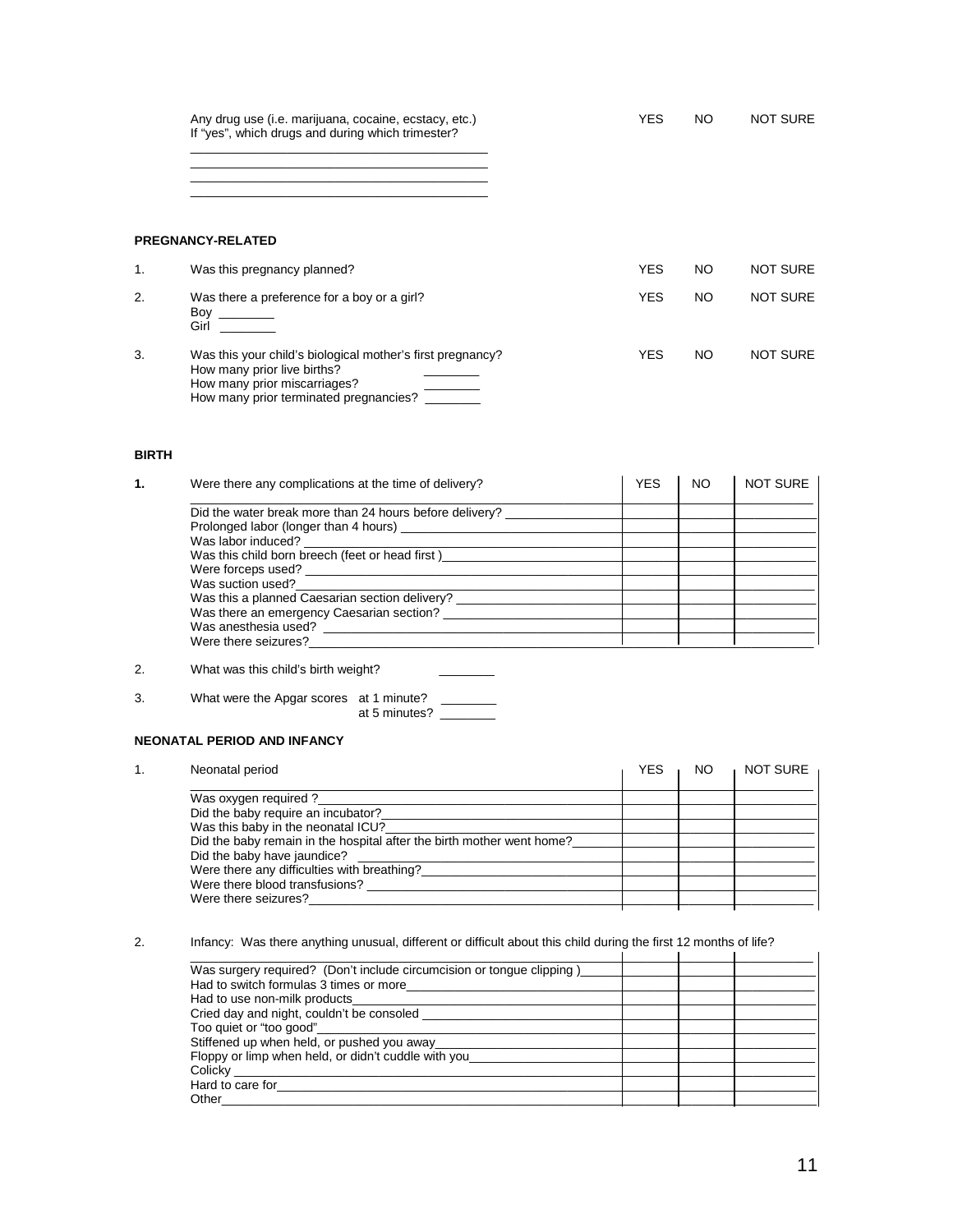Any drug use (i.e. marijuana, cocaine, ecstacy, etc.) YES NO NOT SURE
If "yes", which drugs and during which trimester?

\_\_\_\_\_\_\_\_\_\_\_\_\_\_\_\_\_\_\_\_\_\_\_\_\_\_\_\_\_\_\_\_\_\_\_\_\_\_\_\_\_\_\_\_
\_\_\_\_\_\_\_\_\_\_\_\_\_\_\_\_\_\_\_\_\_\_\_\_\_\_\_\_\_\_\_\_\_\_\_\_\_\_\_\_\_\_\_\_
\_\_\_\_\_\_\_\_\_\_\_\_\_\_\_\_\_\_\_\_\_\_\_\_\_\_\_\_\_\_\_\_\_\_\_\_\_\_\_\_\_\_\_\_
\_\_\_\_\_\_\_\_\_\_\_\_\_\_\_\_\_\_\_\_\_\_\_\_\_\_\_\_\_\_\_\_\_\_\_\_\_\_\_\_\_\_\_\_

**PREGNANCY-RELATED**

1. Was this pregnancy planned? YES NO NOT SURE

2. Was there a preference for a boy or a girl? YES NO NOT SURE
   Boy \_\_\_\_\_\_\_\_
   Girl \_\_\_\_\_\_\_\_

3. Was this your child's biological mother's first pregnancy? YES NO NOT SURE
   How many prior live births? \_\_\_\_\_\_\_\_
   How many prior miscarriages? \_\_\_\_\_\_\_\_
   How many prior terminated pregnancies? \_\_\_\_\_\_\_\_

**BIRTH**

**1.** 

| Were there any complications at the time of delivery? | YES | NO | NOT SURE |
|---|---|---|---|
| Did the water break more than 24 hours before delivery? | | | |
| Prolonged labor (longer than 4 hours) | | | |
| Was labor induced? | | | |
| Was this child born breech (feet or head first ) | | | |
| Were forceps used? | | | |
| Was suction used? | | | |
| Was this a planned Caesarian section delivery? | | | |
| Was there an emergency Caesarian section? | | | |
| Was anesthesia used? | | | |
| Were there seizures? | | | |

2. What was this child's birth weight? \_\_\_\_\_\_\_\_

3. What were the Apgar scores at 1 minute? \_\_\_\_\_\_\_\_
   at 5 minutes? \_\_\_\_\_\_\_\_

**NEONATAL PERIOD AND INFANCY**

1. 

| Neonatal period | YES | NO | NOT SURE |
|---|---|---|---|
| Was oxygen required ? | | | |
| Did the baby require an incubator? | | | |
| Was this baby in the neonatal ICU? | | | |
| Did the baby remain in the hospital after the birth mother went home? | | | |
| Did the baby have jaundice? | | | |
| Were there any difficulties with breathing? | | | |
| Were there blood transfusions? | | | |
| Were there seizures? | | | |

2. Infancy: Was there anything unusual, different or difficult about this child during the first 12 months of life?

| | | | |
|---|---|---|---|
| Was surgery required? (Don't include circumcision or tongue clipping ) | | | |
| Had to switch formulas 3 times or more | | | |
| Had to use non-milk products | | | |
| Cried day and night, couldn't be consoled | | | |
| Too quiet or "too good" | | | |
| Stiffened up when held, or pushed you away | | | |
| Floppy or limp when held, or didn't cuddle with you | | | |
| Colicky | | | |
| Hard to care for | | | |
| Other | | | |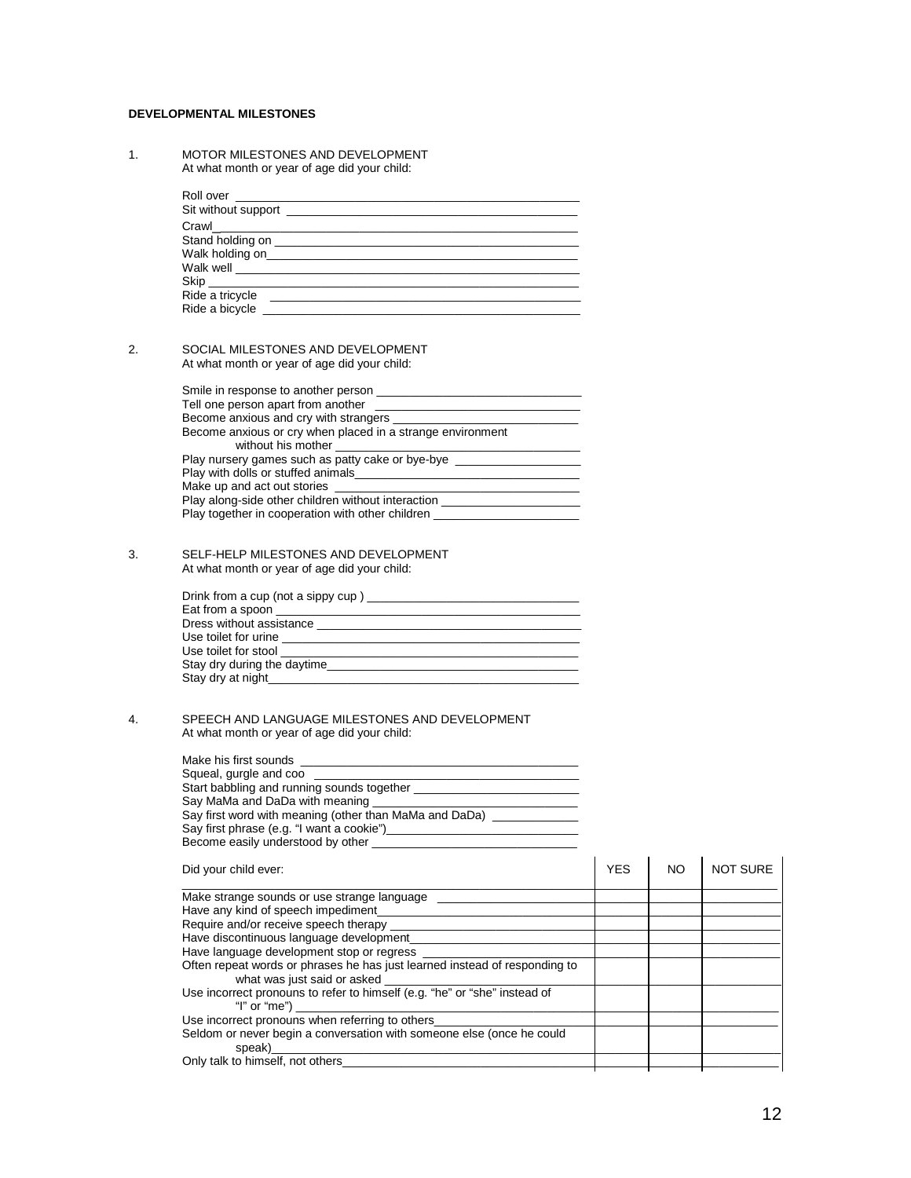**DEVELOPMENTAL MILESTONES**

1. MOTOR MILESTONES AND DEVELOPMENT
   At what month or year of age did your child:

   Roll over \_\_\_\_\_\_\_\_\_\_\_\_\_\_\_\_\_\_\_\_\_\_\_\_\_\_\_\_\_\_\_\_\_\_\_\_\_\_\_\_\_\_\_\_\_\_
   Sit without support \_\_\_\_\_\_\_\_\_\_\_\_\_\_\_\_\_\_\_\_\_\_\_\_\_\_\_\_\_\_\_\_\_\_\_\_\_\_
   Crawl\_\_\_\_\_\_\_\_\_\_\_\_\_\_\_\_\_\_\_\_\_\_\_\_\_\_\_\_\_\_\_\_\_\_\_\_\_\_\_\_\_\_\_\_\_\_\_\_
   Stand holding on \_\_\_\_\_\_\_\_\_\_\_\_\_\_\_\_\_\_\_\_\_\_\_\_\_\_\_\_\_\_\_\_\_\_\_\_\_\_\_\_
   Walk holding on\_\_\_\_\_\_\_\_\_\_\_\_\_\_\_\_\_\_\_\_\_\_\_\_\_\_\_\_\_\_\_\_\_\_\_\_\_\_\_\_\_
   Walk well \_\_\_\_\_\_\_\_\_\_\_\_\_\_\_\_\_\_\_\_\_\_\_\_\_\_\_\_\_\_\_\_\_\_\_\_\_\_\_\_\_\_\_\_\_
   Skip \_\_\_\_\_\_\_\_\_\_\_\_\_\_\_\_\_\_\_\_\_\_\_\_\_\_\_\_\_\_\_\_\_\_\_\_\_\_\_\_\_\_\_\_\_\_\_\_\_
   Ride a tricycle \_\_\_\_\_\_\_\_\_\_\_\_\_\_\_\_\_\_\_\_\_\_\_\_\_\_\_\_\_\_\_\_\_\_\_\_\_\_\_\_\_
   Ride a bicycle \_\_\_\_\_\_\_\_\_\_\_\_\_\_\_\_\_\_\_\_\_\_\_\_\_\_\_\_\_\_\_\_\_\_\_\_\_\_\_\_\_\_

2. SOCIAL MILESTONES AND DEVELOPMENT
   At what month or year of age did your child:

   Smile in response to another person \_\_\_\_\_\_\_\_\_\_\_\_\_\_\_\_\_\_\_\_\_\_\_\_\_\_\_
   Tell one person apart from another \_\_\_\_\_\_\_\_\_\_\_\_\_\_\_\_\_\_\_\_\_\_\_\_\_\_\_
   Become anxious and cry with strangers \_\_\_\_\_\_\_\_\_\_\_\_\_\_\_\_\_\_\_\_\_\_\_\_\_
   Become anxious or cry when placed in a strange environment
   without his mother \_\_\_\_\_\_\_\_\_\_\_\_\_\_\_\_\_\_\_\_\_\_\_\_\_\_\_\_\_\_\_\_\_\_\_\_\_\_\_
   Play nursery games such as patty cake or bye-bye \_\_\_\_\_\_\_\_\_\_\_\_\_\_\_\_\_
   Play with dolls or stuffed animals\_\_\_\_\_\_\_\_\_\_\_\_\_\_\_\_\_\_\_\_\_\_\_\_\_\_\_\_\_\_
   Make up and act out stories \_\_\_\_\_\_\_\_\_\_\_\_\_\_\_\_\_\_\_\_\_\_\_\_\_\_\_\_\_\_\_\_\_
   Play along-side other children without interaction \_\_\_\_\_\_\_\_\_\_\_\_\_\_\_\_\_
   Play together in cooperation with other children \_\_\_\_\_\_\_\_\_\_\_\_\_\_\_\_\_\_\_

3. SELF-HELP MILESTONES AND DEVELOPMENT
   At what month or year of age did your child:

   Drink from a cup (not a sippy cup ) \_\_\_\_\_\_\_\_\_\_\_\_\_\_\_\_\_\_\_\_\_\_\_\_\_\_\_\_
   Eat from a spoon \_\_\_\_\_\_\_\_\_\_\_\_\_\_\_\_\_\_\_\_\_\_\_\_\_\_\_\_\_\_\_\_\_\_\_\_\_\_\_\_\_
   Dress without assistance \_\_\_\_\_\_\_\_\_\_\_\_\_\_\_\_\_\_\_\_\_\_\_\_\_\_\_\_\_\_\_\_\_\_\_\_
   Use toilet for urine \_\_\_\_\_\_\_\_\_\_\_\_\_\_\_\_\_\_\_\_\_\_\_\_\_\_\_\_\_\_\_\_\_\_\_\_\_\_\_\_
   Use toilet for stool \_\_\_\_\_\_\_\_\_\_\_\_\_\_\_\_\_\_\_\_\_\_\_\_\_\_\_\_\_\_\_\_\_\_\_\_\_\_\_\_\_
   Stay dry during the daytime\_\_\_\_\_\_\_\_\_\_\_\_\_\_\_\_\_\_\_\_\_\_\_\_\_\_\_\_\_\_\_\_\_\_
   Stay dry at night\_\_\_\_\_\_\_\_\_\_\_\_\_\_\_\_\_\_\_\_\_\_\_\_\_\_\_\_\_\_\_\_\_\_\_\_\_\_\_\_\_\_

4. SPEECH AND LANGUAGE MILESTONES AND DEVELOPMENT
   At what month or year of age did your child:

   Make his first sounds \_\_\_\_\_\_\_\_\_\_\_\_\_\_\_\_\_\_\_\_\_\_\_\_\_\_\_\_\_\_\_\_\_\_\_\_\_\_
   Squeal, gurgle and coo \_\_\_\_\_\_\_\_\_\_\_\_\_\_\_\_\_\_\_\_\_\_\_\_\_\_\_\_\_\_\_\_\_\_\_\_\_
   Start babbling and running sounds together \_\_\_\_\_\_\_\_\_\_\_\_\_\_\_\_\_\_\_\_\_\_
   Say MaMa and DaDa with meaning \_\_\_\_\_\_\_\_\_\_\_\_\_\_\_\_\_\_\_\_\_\_\_\_\_\_\_
   Say first word with meaning (other than MaMa and DaDa) \_\_\_\_\_\_\_\_\_\_\_\_
   Say first phrase (e.g. "I want a cookie")\_\_\_\_\_\_\_\_\_\_\_\_\_\_\_\_\_\_\_\_\_\_\_\_\_\_
   Become easily understood by other \_\_\_\_\_\_\_\_\_\_\_\_\_\_\_\_\_\_\_\_\_\_\_\_\_\_\_\_

| Did your child ever: | YES | NO | NOT SURE |
|---|---|---|---|
| Make strange sounds or use strange language | | | |
| Have any kind of speech impediment | | | |
| Require and/or receive speech therapy | | | |
| Have discontinuous language development | | | |
| Have language development stop or regress | | | |
| Often repeat words or phrases he has just learned instead of responding to what was just said or asked | | | |
| Use incorrect pronouns to refer to himself (e.g. "he" or "she" instead of "I" or "me") | | | |
| Use incorrect pronouns when referring to others | | | |
| Seldom or never begin a conversation with someone else (once he could speak) | | | |
| Only talk to himself, not others | | | |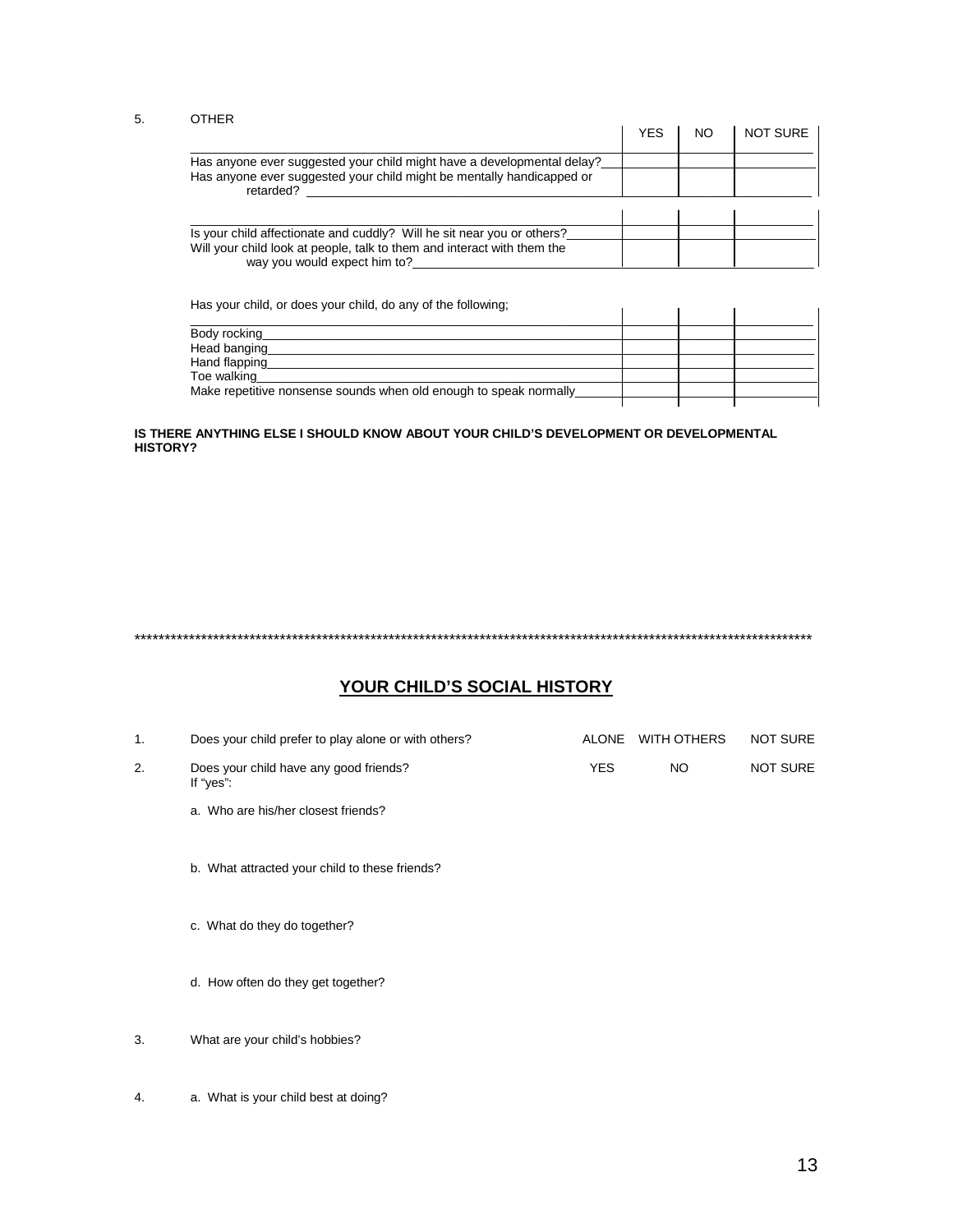5. OTHER

| | YES | NO | NOT SURE |
|---|---|---|---|
| Has anyone ever suggested your child might have a developmental delay? | | | |
| Has anyone ever suggested your child might be mentally handicapped or retarded? | | | |

| | | | |
|---|---|---|---|
| Is your child affectionate and cuddly? Will he sit near you or others? | | | |
| Will your child look at people, talk to them and interact with them the way you would expect him to? | | | |

| Has your child, or does your child, do any of the following; | | | |
|---|---|---|---|
| Body rocking | | | |
| Head banging | | | |
| Hand flapping | | | |
| Toe walking | | | |
| Make repetitive nonsense sounds when old enough to speak normally | | | |

**IS THERE ANYTHING ELSE I SHOULD KNOW ABOUT YOUR CHILD'S DEVELOPMENT OR DEVELOPMENTAL HISTORY?**

*******************************************************************************************************************

## YOUR CHILD'S SOCIAL HISTORY

1. Does your child prefer to play alone or with others? ALONE WITH OTHERS NOT SURE

2. Does your child have any good friends? YES NO NOT SURE
   If "yes":

   a. Who are his/her closest friends?

   b. What attracted your child to these friends?

   c. What do they do together?

   d. How often do they get together?

3. What are your child's hobbies?

4. a. What is your child best at doing?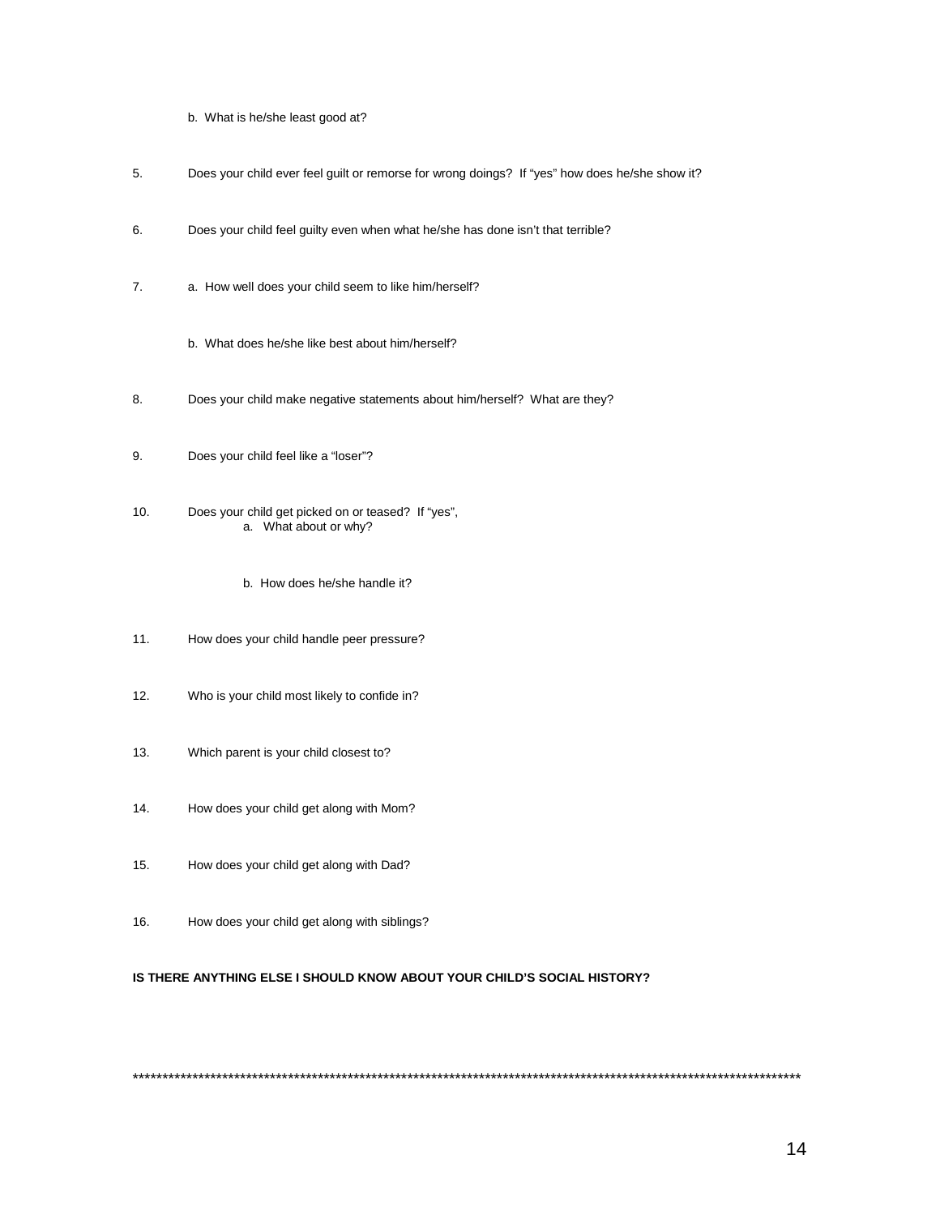b. What is he/she least good at?

5. Does your child ever feel guilt or remorse for wrong doings? If "yes" how does he/she show it?

6. Does your child feel guilty even when what he/she has done isn't that terrible?

7. a. How well does your child seem to like him/herself?

   b. What does he/she like best about him/herself?

8. Does your child make negative statements about him/herself? What are they?

9. Does your child feel like a "loser"?

10. Does your child get picked on or teased? If "yes",
    a. What about or why?

    b. How does he/she handle it?

11. How does your child handle peer pressure?

12. Who is your child most likely to confide in?

13. Which parent is your child closest to?

14. How does your child get along with Mom?

15. How does your child get along with Dad?

16. How does your child get along with siblings?

**IS THERE ANYTHING ELSE I SHOULD KNOW ABOUT YOUR CHILD'S SOCIAL HISTORY?**

*******************************************************************************************************************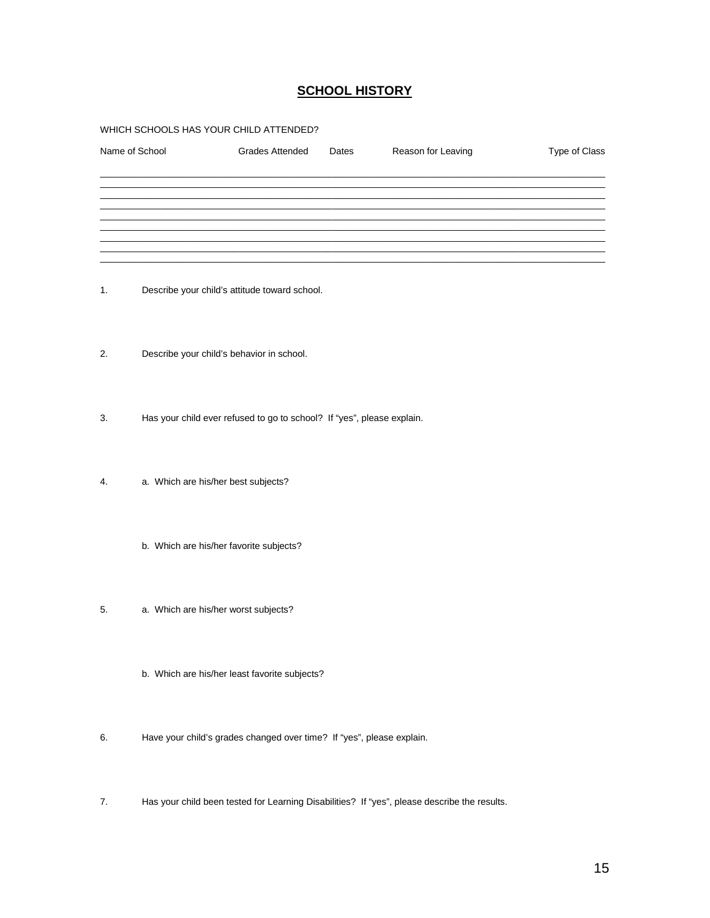## SCHOOL HISTORY

WHICH SCHOOLS HAS YOUR CHILD ATTENDED?

| Name of School | Grades Attended | Dates | Reason for Leaving | Type of Class |
|---|---|---|---|---|
| | | | | |
| | | | | |
| | | | | |
| | | | | |
| | | | | |
| | | | | |
| | | | | |
| | | | | |

1. Describe your child's attitude toward school.

2. Describe your child's behavior in school.

3. Has your child ever refused to go to school? If "yes", please explain.

4. a. Which are his/her best subjects?

   b. Which are his/her favorite subjects?

5. a. Which are his/her worst subjects?

   b. Which are his/her least favorite subjects?

6. Have your child's grades changed over time? If "yes", please explain.

7. Has your child been tested for Learning Disabilities? If "yes", please describe the results.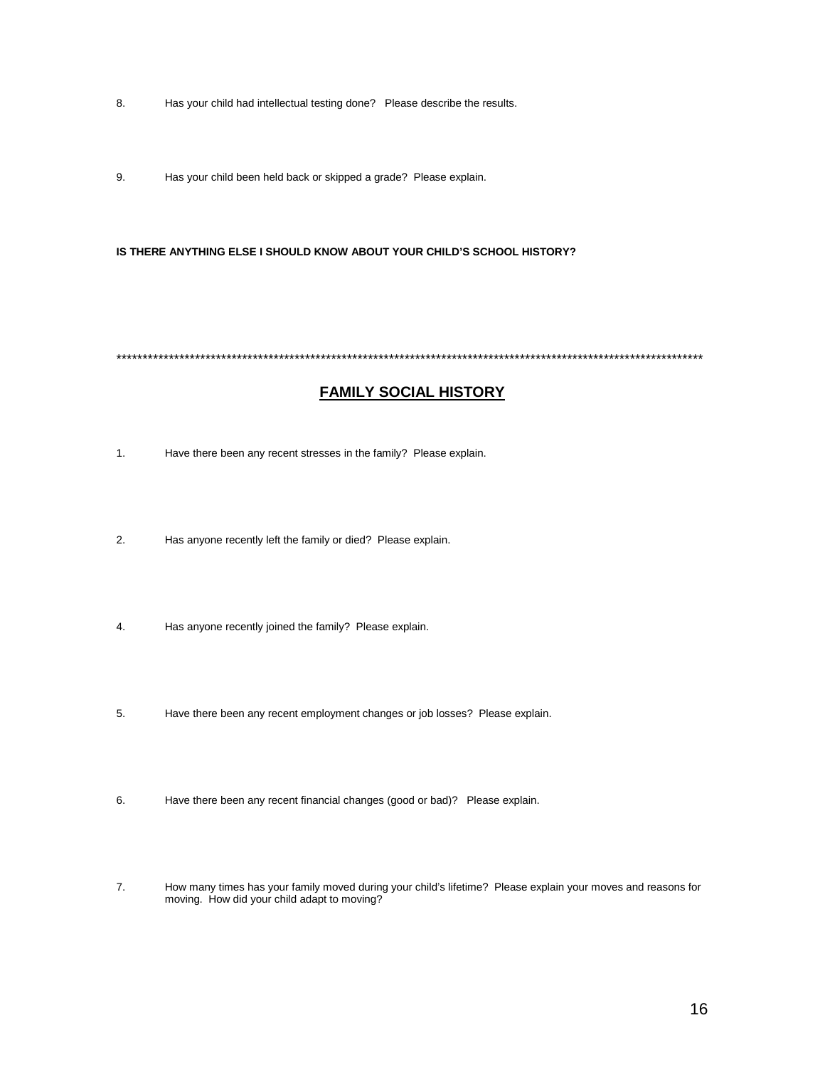8. Has your child had intellectual testing done? Please describe the results.

9. Has your child been held back or skipped a grade? Please explain.

**IS THERE ANYTHING ELSE I SHOULD KNOW ABOUT YOUR CHILD'S SCHOOL HISTORY?**

*******************************************************************************************************************

## FAMILY SOCIAL HISTORY

1. Have there been any recent stresses in the family? Please explain.

2. Has anyone recently left the family or died? Please explain.

4. Has anyone recently joined the family? Please explain.

5. Have there been any recent employment changes or job losses? Please explain.

6. Have there been any recent financial changes (good or bad)? Please explain.

7. How many times has your family moved during your child's lifetime? Please explain your moves and reasons for moving. How did your child adapt to moving?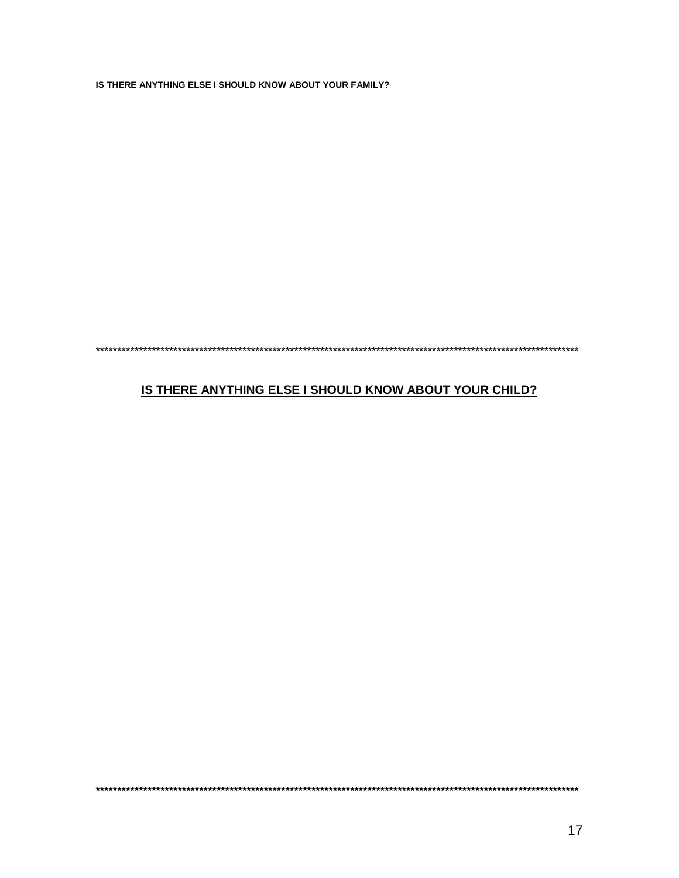**IS THERE ANYTHING ELSE I SHOULD KNOW ABOUT YOUR FAMILY?**

*************************************************************************************************************************

**IS THERE ANYTHING ELSE I SHOULD KNOW ABOUT YOUR CHILD?**

*************************************************************************************************************************